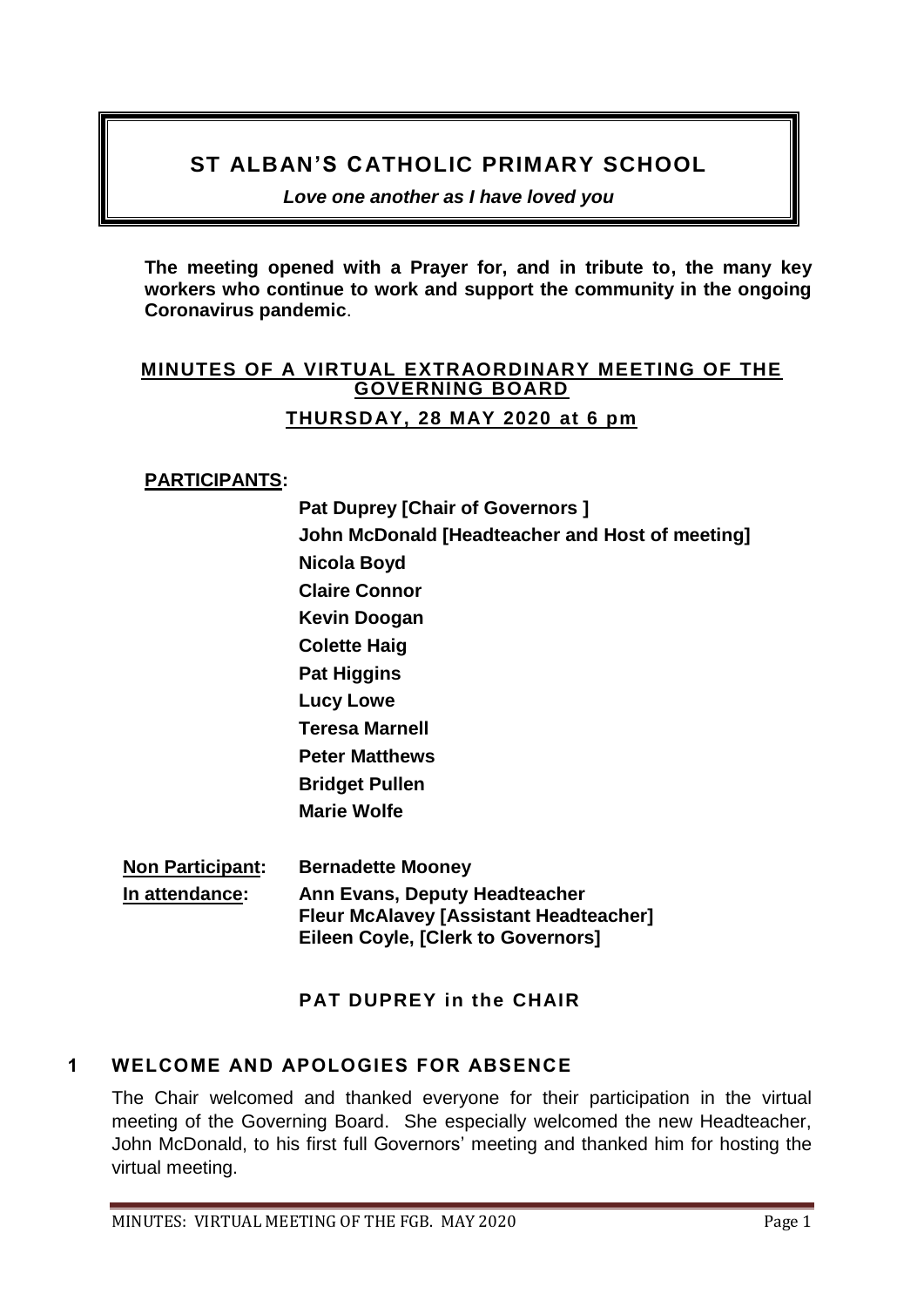# ST ALBAN'S CATHOLIC PRIMARY SCHOOL

***Love one another as I have loved you***

**The meeting opened with a Prayer for, and in tribute to, the many key workers who continue to work and support the community in the ongoing Coronavirus pandemic**.

## MINUTES OF A VIRTUAL EXTRAORDINARY MEETING OF THE GOVERNING BOARD

### THURSDAY, 28 MAY 2020 at 6 pm

**PARTICIPANTS:**

**Pat Duprey [Chair of Governors ]**
**John McDonald [Headteacher and Host of meeting]**
**Nicola Boyd**
**Claire Connor**
**Kevin Doogan**
**Colette Haig**
**Pat Higgins**
**Lucy Lowe**
**Teresa Marnell**
**Peter Matthews**
**Bridget Pullen**
**Marie Wolfe**

**Non Participant:** **Bernadette Mooney**

**In attendance:** **Ann Evans, Deputy Headteacher**
**Fleur McAlavey [Assistant Headteacher]**
**Eileen Coyle, [Clerk to Governors]**

**PAT DUPREY in the CHAIR**

## 1 WELCOME AND APOLOGIES FOR ABSENCE

The Chair welcomed and thanked everyone for their participation in the virtual meeting of the Governing Board. She especially welcomed the new Headteacher, John McDonald, to his first full Governors' meeting and thanked him for hosting the virtual meeting.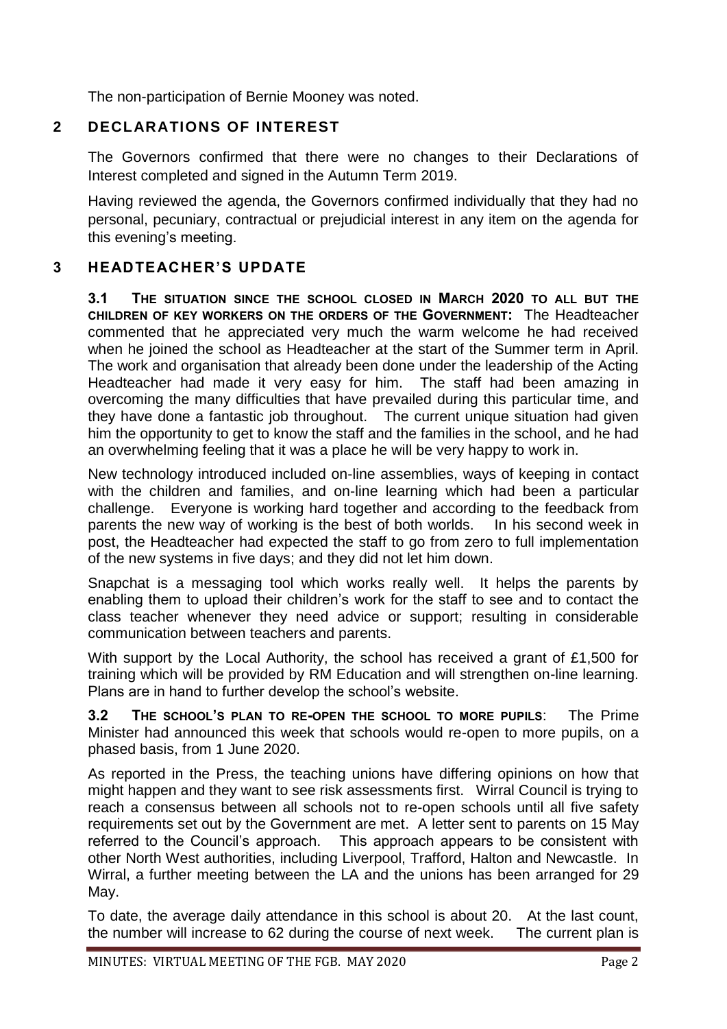The non-participation of Bernie Mooney was noted.

## 2 DECLARATIONS OF INTEREST

The Governors confirmed that there were no changes to their Declarations of Interest completed and signed in the Autumn Term 2019.

Having reviewed the agenda, the Governors confirmed individually that they had no personal, pecuniary, contractual or prejudicial interest in any item on the agenda for this evening's meeting.

## 3 HEADTEACHER'S UPDATE

**3.1 THE SITUATION SINCE THE SCHOOL CLOSED IN MARCH 2020 TO ALL BUT THE CHILDREN OF KEY WORKERS ON THE ORDERS OF THE GOVERNMENT:** The Headteacher commented that he appreciated very much the warm welcome he had received when he joined the school as Headteacher at the start of the Summer term in April. The work and organisation that already been done under the leadership of the Acting Headteacher had made it very easy for him. The staff had been amazing in overcoming the many difficulties that have prevailed during this particular time, and they have done a fantastic job throughout. The current unique situation had given him the opportunity to get to know the staff and the families in the school, and he had an overwhelming feeling that it was a place he will be very happy to work in.

New technology introduced included on-line assemblies, ways of keeping in contact with the children and families, and on-line learning which had been a particular challenge. Everyone is working hard together and according to the feedback from parents the new way of working is the best of both worlds. In his second week in post, the Headteacher had expected the staff to go from zero to full implementation of the new systems in five days; and they did not let him down.

Snapchat is a messaging tool which works really well. It helps the parents by enabling them to upload their children's work for the staff to see and to contact the class teacher whenever they need advice or support; resulting in considerable communication between teachers and parents.

With support by the Local Authority, the school has received a grant of £1,500 for training which will be provided by RM Education and will strengthen on-line learning. Plans are in hand to further develop the school's website.

**3.2 THE SCHOOL'S PLAN TO RE-OPEN THE SCHOOL TO MORE PUPILS**: The Prime Minister had announced this week that schools would re-open to more pupils, on a phased basis, from 1 June 2020.

As reported in the Press, the teaching unions have differing opinions on how that might happen and they want to see risk assessments first. Wirral Council is trying to reach a consensus between all schools not to re-open schools until all five safety requirements set out by the Government are met. A letter sent to parents on 15 May referred to the Council's approach. This approach appears to be consistent with other North West authorities, including Liverpool, Trafford, Halton and Newcastle. In Wirral, a further meeting between the LA and the unions has been arranged for 29 May.

To date, the average daily attendance in this school is about 20. At the last count, the number will increase to 62 during the course of next week. The current plan is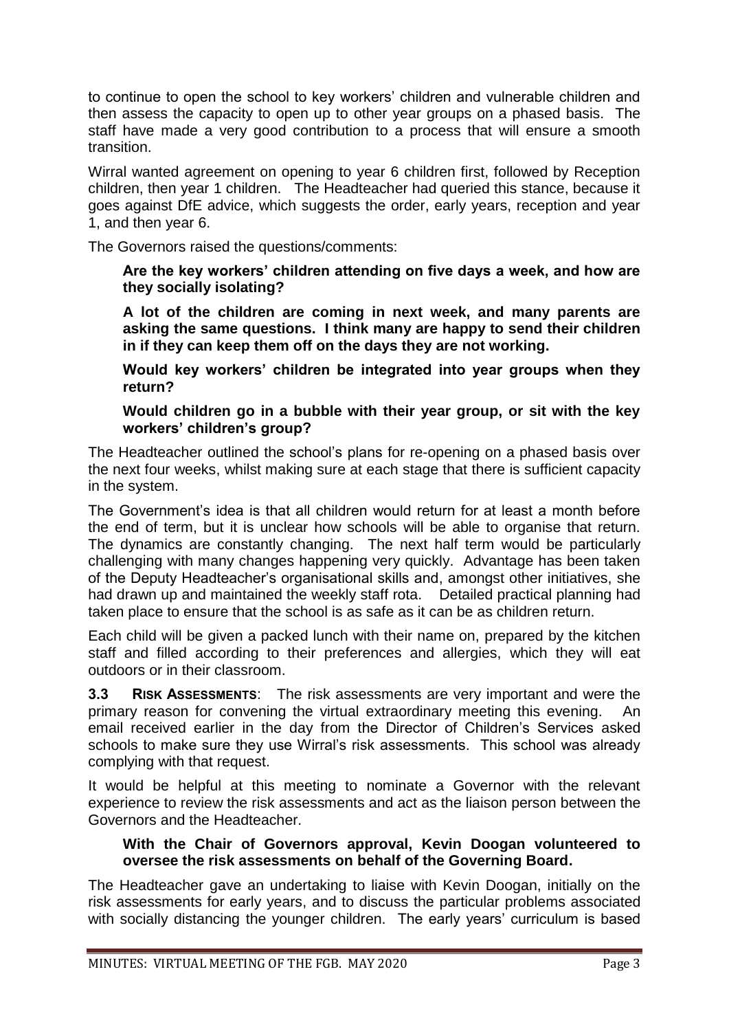to continue to open the school to key workers' children and vulnerable children and then assess the capacity to open up to other year groups on a phased basis. The staff have made a very good contribution to a process that will ensure a smooth transition.

Wirral wanted agreement on opening to year 6 children first, followed by Reception children, then year 1 children. The Headteacher had queried this stance, because it goes against DfE advice, which suggests the order, early years, reception and year 1, and then year 6.

The Governors raised the questions/comments:

> **Are the key workers' children attending on five days a week, and how are they socially isolating?**
>
> **A lot of the children are coming in next week, and many parents are asking the same questions. I think many are happy to send their children in if they can keep them off on the days they are not working.**
>
> **Would key workers' children be integrated into year groups when they return?**
>
> **Would children go in a bubble with their year group, or sit with the key workers' children's group?**

The Headteacher outlined the school's plans for re-opening on a phased basis over the next four weeks, whilst making sure at each stage that there is sufficient capacity in the system.

The Government's idea is that all children would return for at least a month before the end of term, but it is unclear how schools will be able to organise that return. The dynamics are constantly changing. The next half term would be particularly challenging with many changes happening very quickly. Advantage has been taken of the Deputy Headteacher's organisational skills and, amongst other initiatives, she had drawn up and maintained the weekly staff rota. Detailed practical planning had taken place to ensure that the school is as safe as it can be as children return.

Each child will be given a packed lunch with their name on, prepared by the kitchen staff and filled according to their preferences and allergies, which they will eat outdoors or in their classroom.

**3.3 RISK ASSESSMENTS**: The risk assessments are very important and were the primary reason for convening the virtual extraordinary meeting this evening. An email received earlier in the day from the Director of Children's Services asked schools to make sure they use Wirral's risk assessments. This school was already complying with that request.

It would be helpful at this meeting to nominate a Governor with the relevant experience to review the risk assessments and act as the liaison person between the Governors and the Headteacher.

> **With the Chair of Governors approval, Kevin Doogan volunteered to oversee the risk assessments on behalf of the Governing Board.**

The Headteacher gave an undertaking to liaise with Kevin Doogan, initially on the risk assessments for early years, and to discuss the particular problems associated with socially distancing the younger children. The early years' curriculum is based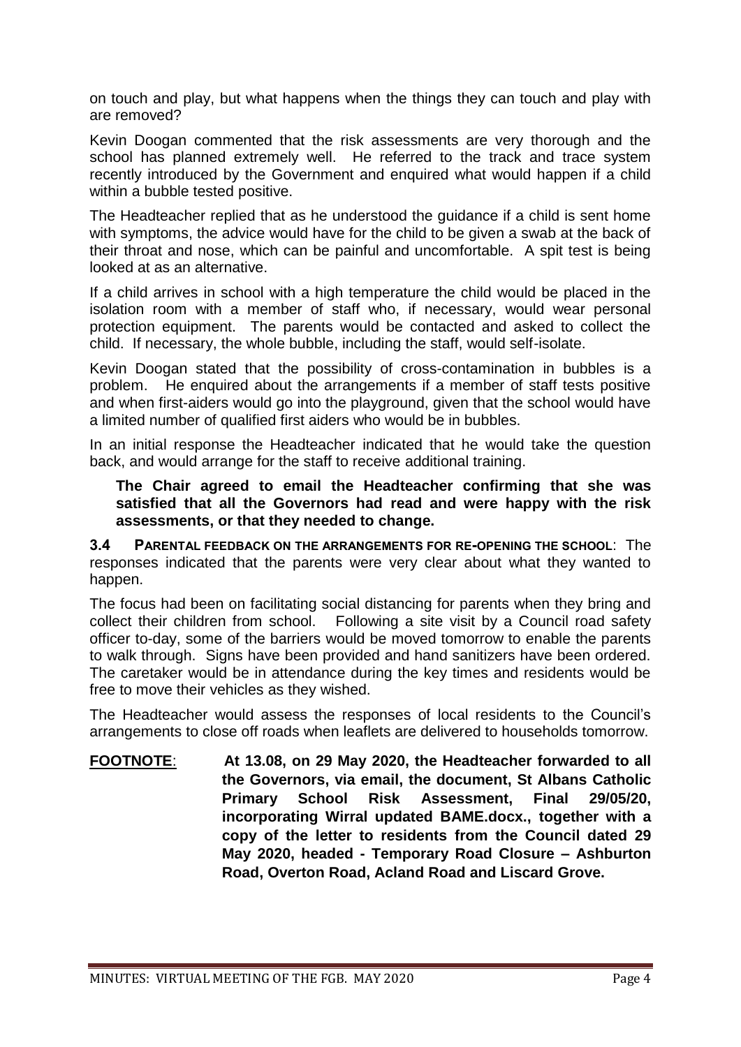on touch and play, but what happens when the things they can touch and play with are removed?

Kevin Doogan commented that the risk assessments are very thorough and the school has planned extremely well. He referred to the track and trace system recently introduced by the Government and enquired what would happen if a child within a bubble tested positive.

The Headteacher replied that as he understood the guidance if a child is sent home with symptoms, the advice would have for the child to be given a swab at the back of their throat and nose, which can be painful and uncomfortable. A spit test is being looked at as an alternative.

If a child arrives in school with a high temperature the child would be placed in the isolation room with a member of staff who, if necessary, would wear personal protection equipment. The parents would be contacted and asked to collect the child. If necessary, the whole bubble, including the staff, would self-isolate.

Kevin Doogan stated that the possibility of cross-contamination in bubbles is a problem. He enquired about the arrangements if a member of staff tests positive and when first-aiders would go into the playground, given that the school would have a limited number of qualified first aiders who would be in bubbles.

In an initial response the Headteacher indicated that he would take the question back, and would arrange for the staff to receive additional training.

**The Chair agreed to email the Headteacher confirming that she was satisfied that all the Governors had read and were happy with the risk assessments, or that they needed to change.**

**3.4 PARENTAL FEEDBACK ON THE ARRANGEMENTS FOR RE-OPENING THE SCHOOL**: The responses indicated that the parents were very clear about what they wanted to happen.

The focus had been on facilitating social distancing for parents when they bring and collect their children from school. Following a site visit by a Council road safety officer to-day, some of the barriers would be moved tomorrow to enable the parents to walk through. Signs have been provided and hand sanitizers have been ordered. The caretaker would be in attendance during the key times and residents would be free to move their vehicles as they wished.

The Headteacher would assess the responses of local residents to the Council's arrangements to close off roads when leaflets are delivered to households tomorrow.

**FOOTNOTE**: **At 13.08, on 29 May 2020, the Headteacher forwarded to all the Governors, via email, the document, St Albans Catholic Primary School Risk Assessment, Final 29/05/20, incorporating Wirral updated BAME.docx., together with a copy of the letter to residents from the Council dated 29 May 2020, headed - Temporary Road Closure – Ashburton Road, Overton Road, Acland Road and Liscard Grove.**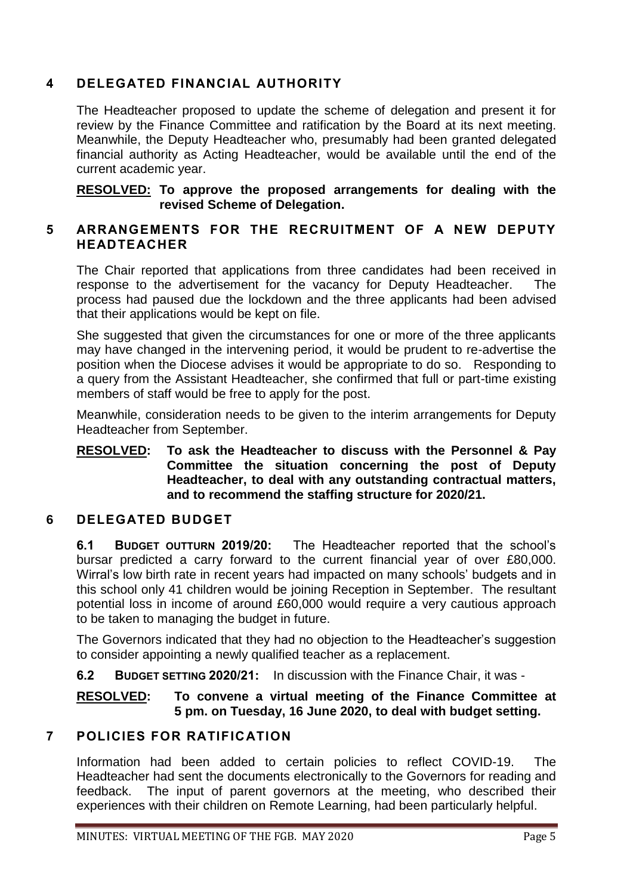## 4 DELEGATED FINANCIAL AUTHORITY

The Headteacher proposed to update the scheme of delegation and present it for review by the Finance Committee and ratification by the Board at its next meeting. Meanwhile, the Deputy Headteacher who, presumably had been granted delegated financial authority as Acting Headteacher, would be available until the end of the current academic year.

**RESOLVED: To approve the proposed arrangements for dealing with the revised Scheme of Delegation.**

## 5 ARRANGEMENTS FOR THE RECRUITMENT OF A NEW DEPUTY HEADTEACHER

The Chair reported that applications from three candidates had been received in response to the advertisement for the vacancy for Deputy Headteacher. The process had paused due the lockdown and the three applicants had been advised that their applications would be kept on file.

She suggested that given the circumstances for one or more of the three applicants may have changed in the intervening period, it would be prudent to re-advertise the position when the Diocese advises it would be appropriate to do so. Responding to a query from the Assistant Headteacher, she confirmed that full or part-time existing members of staff would be free to apply for the post.

Meanwhile, consideration needs to be given to the interim arrangements for Deputy Headteacher from September.

**RESOLVED: To ask the Headteacher to discuss with the Personnel & Pay Committee the situation concerning the post of Deputy Headteacher, to deal with any outstanding contractual matters, and to recommend the staffing structure for 2020/21.**

## 6 DELEGATED BUDGET

**6.1 BUDGET OUTTURN 2019/20:** The Headteacher reported that the school's bursar predicted a carry forward to the current financial year of over £80,000. Wirral's low birth rate in recent years had impacted on many schools' budgets and in this school only 41 children would be joining Reception in September. The resultant potential loss in income of around £60,000 would require a very cautious approach to be taken to managing the budget in future.

The Governors indicated that they had no objection to the Headteacher's suggestion to consider appointing a newly qualified teacher as a replacement.

**6.2 BUDGET SETTING 2020/21:** In discussion with the Finance Chair, it was -

**RESOLVED: To convene a virtual meeting of the Finance Committee at 5 pm. on Tuesday, 16 June 2020, to deal with budget setting.**

## 7 POLICIES FOR RATIFICATION

Information had been added to certain policies to reflect COVID-19. The Headteacher had sent the documents electronically to the Governors for reading and feedback. The input of parent governors at the meeting, who described their experiences with their children on Remote Learning, had been particularly helpful.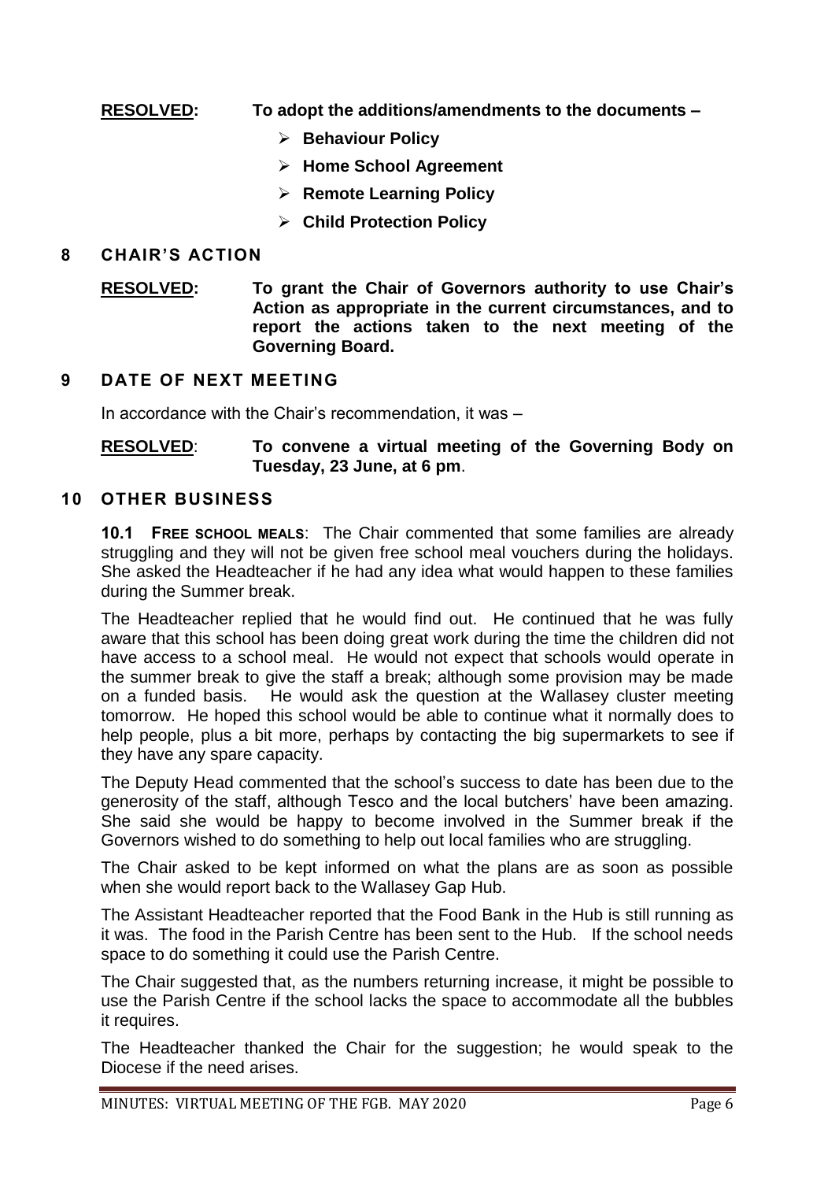**RESOLVED:** **To adopt the additions/amendments to the documents –**

- **Behaviour Policy**
- **Home School Agreement**
- **Remote Learning Policy**
- **Child Protection Policy**

## 8 CHAIR'S ACTION

**RESOLVED:** **To grant the Chair of Governors authority to use Chair's Action as appropriate in the current circumstances, and to report the actions taken to the next meeting of the Governing Board.**

## 9 DATE OF NEXT MEETING

In accordance with the Chair's recommendation, it was –

**RESOLVED**: **To convene a virtual meeting of the Governing Body on Tuesday, 23 June, at 6 pm**.

## 10 OTHER BUSINESS

**10.1 FREE SCHOOL MEALS**: The Chair commented that some families are already struggling and they will not be given free school meal vouchers during the holidays. She asked the Headteacher if he had any idea what would happen to these families during the Summer break.

The Headteacher replied that he would find out. He continued that he was fully aware that this school has been doing great work during the time the children did not have access to a school meal. He would not expect that schools would operate in the summer break to give the staff a break; although some provision may be made on a funded basis. He would ask the question at the Wallasey cluster meeting tomorrow. He hoped this school would be able to continue what it normally does to help people, plus a bit more, perhaps by contacting the big supermarkets to see if they have any spare capacity.

The Deputy Head commented that the school's success to date has been due to the generosity of the staff, although Tesco and the local butchers' have been amazing. She said she would be happy to become involved in the Summer break if the Governors wished to do something to help out local families who are struggling.

The Chair asked to be kept informed on what the plans are as soon as possible when she would report back to the Wallasey Gap Hub.

The Assistant Headteacher reported that the Food Bank in the Hub is still running as it was. The food in the Parish Centre has been sent to the Hub. If the school needs space to do something it could use the Parish Centre.

The Chair suggested that, as the numbers returning increase, it might be possible to use the Parish Centre if the school lacks the space to accommodate all the bubbles it requires.

The Headteacher thanked the Chair for the suggestion; he would speak to the Diocese if the need arises.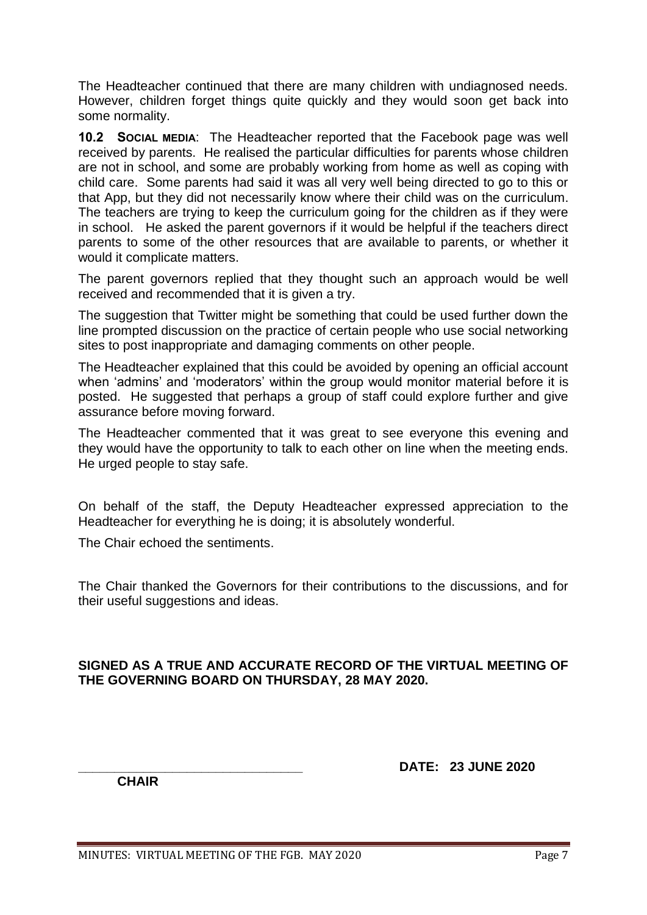The Headteacher continued that there are many children with undiagnosed needs. However, children forget things quite quickly and they would soon get back into some normality.

**10.2 SOCIAL MEDIA**: The Headteacher reported that the Facebook page was well received by parents. He realised the particular difficulties for parents whose children are not in school, and some are probably working from home as well as coping with child care. Some parents had said it was all very well being directed to go to this or that App, but they did not necessarily know where their child was on the curriculum. The teachers are trying to keep the curriculum going for the children as if they were in school. He asked the parent governors if it would be helpful if the teachers direct parents to some of the other resources that are available to parents, or whether it would it complicate matters.

The parent governors replied that they thought such an approach would be well received and recommended that it is given a try.

The suggestion that Twitter might be something that could be used further down the line prompted discussion on the practice of certain people who use social networking sites to post inappropriate and damaging comments on other people.

The Headteacher explained that this could be avoided by opening an official account when 'admins' and 'moderators' within the group would monitor material before it is posted. He suggested that perhaps a group of staff could explore further and give assurance before moving forward.

The Headteacher commented that it was great to see everyone this evening and they would have the opportunity to talk to each other on line when the meeting ends. He urged people to stay safe.

On behalf of the staff, the Deputy Headteacher expressed appreciation to the Headteacher for everything he is doing; it is absolutely wonderful.

The Chair echoed the sentiments.

The Chair thanked the Governors for their contributions to the discussions, and for their useful suggestions and ideas.

**SIGNED AS A TRUE AND ACCURATE RECORD OF THE VIRTUAL MEETING OF THE GOVERNING BOARD ON THURSDAY, 28 MAY 2020.**

\_\_\_\_\_\_\_\_\_\_\_\_\_\_\_\_\_\_\_\_\_\_\_\_\_\_\_\_\_\_\_\_ **DATE: 23 JUNE 2020**

**CHAIR**